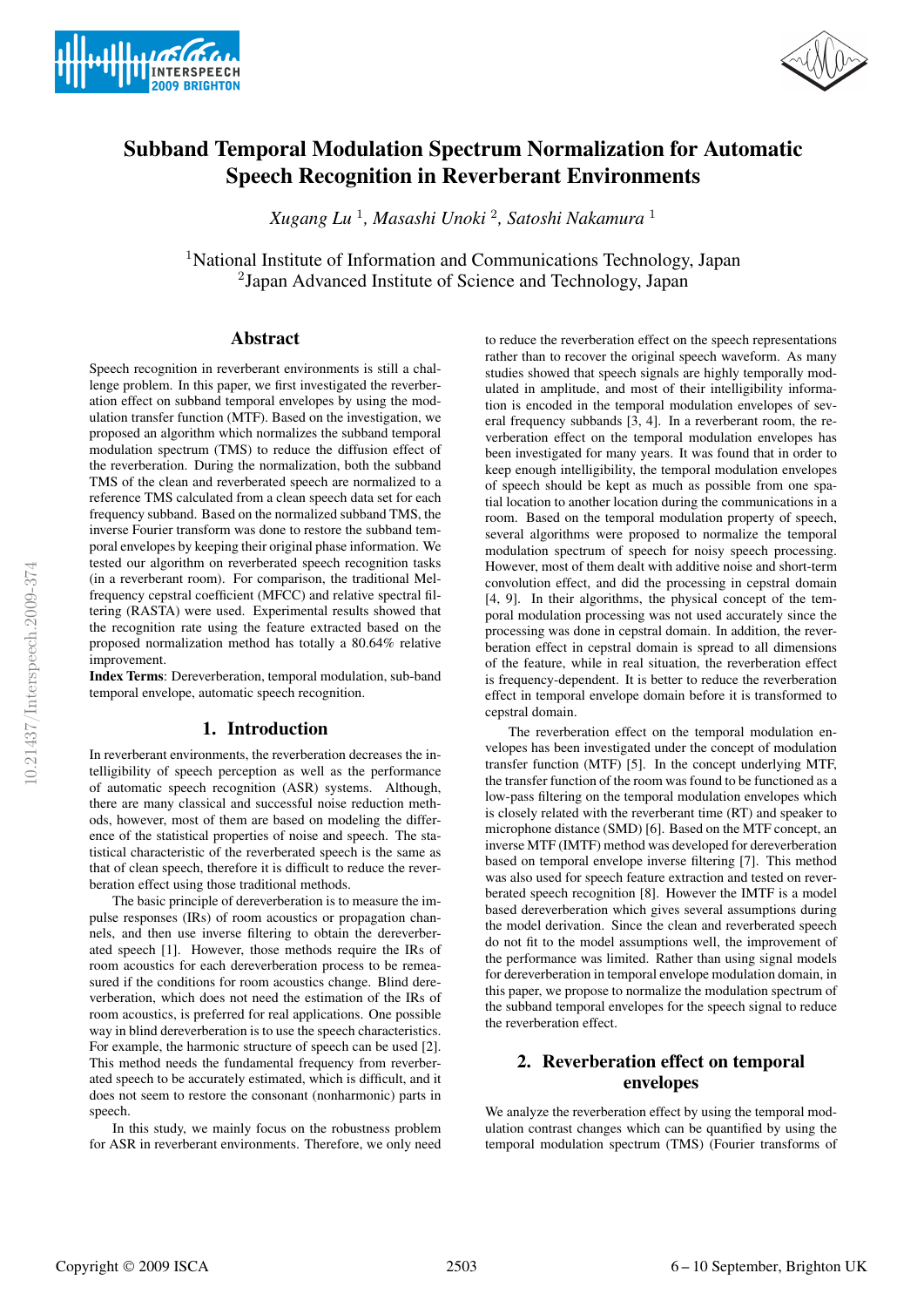# Subband Temporal Modulation Spectrum Normalization for Automatic Speech Recognition in Reverberant Environments

*Xugang Lu* [1], *Masashi Unoki* [2], *Satoshi Nakamura* [1]

[1]National Institute of Information and Communications Technology, Japan
[2]Japan Advanced Institute of Science and Technology, Japan

## Abstract

Speech recognition in reverberant environments is still a challenge problem. In this paper, we first investigated the reverberation effect on subband temporal envelopes by using the modulation transfer function (MTF). Based on the investigation, we proposed an algorithm which normalizes the subband temporal modulation spectrum (TMS) to reduce the diffusion effect of the reverberation. During the normalization, both the subband TMS of the clean and reverberated speech are normalized to a reference TMS calculated from a clean speech data set for each frequency subband. Based on the normalized subband TMS, the inverse Fourier transform was done to restore the subband temporal envelopes by keeping their original phase information. We tested our algorithm on reverberated speech recognition tasks (in a reverberant room). For comparison, the traditional Mel-frequency cepstral coefficient (MFCC) and relative spectral filtering (RASTA) were used. Experimental results showed that the recognition rate using the feature extracted based on the proposed normalization method has totally a 80.64% relative improvement.

**Index Terms**: Dereverberation, temporal modulation, sub-band temporal envelope, automatic speech recognition.

## 1. Introduction

In reverberant environments, the reverberation decreases the intelligibility of speech perception as well as the performance of automatic speech recognition (ASR) systems. Although, there are many classical and successful noise reduction methods, however, most of them are based on modeling the difference of the statistical properties of noise and speech. The statistical characteristic of the reverberated speech is the same as that of clean speech, therefore it is difficult to reduce the reverberation effect using those traditional methods.

The basic principle of dereverberation is to measure the impulse responses (IRs) of room acoustics or propagation channels, and then use inverse filtering to obtain the dereverberated speech [1]. However, those methods require the IRs of room acoustics for each dereverberation process to be remeasured if the conditions for room acoustics change. Blind dereverberation, which does not need the estimation of the IRs of room acoustics, is preferred for real applications. One possible way in blind dereverberation is to use the speech characteristics. For example, the harmonic structure of speech can be used [2]. This method needs the fundamental frequency from reverberated speech to be accurately estimated, which is difficult, and it does not seem to restore the consonant (nonharmonic) parts in speech.

In this study, we mainly focus on the robustness problem for ASR in reverberant environments. Therefore, we only need to reduce the reverberation effect on the speech representations rather than to recover the original speech waveform. As many studies showed that speech signals are highly temporally modulated in amplitude, and most of their intelligibility information is encoded in the temporal modulation envelopes of several frequency subbands [3, 4]. In a reverberant room, the reverberation effect on the temporal modulation envelopes has been investigated for many years. It was found that in order to keep enough intelligibility, the temporal modulation envelopes of speech should be kept as much as possible from one spatial location to another location during the communications in a room. Based on the temporal modulation property of speech, several algorithms were proposed to normalize the temporal modulation spectrum of speech for noisy speech processing. However, most of them dealt with additive noise and short-term convolution effect, and did the processing in cepstral domain [4, 9]. In their algorithms, the physical concept of the temporal modulation processing was not used accurately since the processing was done in cepstral domain. In addition, the reverberation effect in cepstral domain is spread to all dimensions of the feature, while in real situation, the reverberation effect is frequency-dependent. It is better to reduce the reverberation effect in temporal envelope domain before it is transformed to cepstral domain.

The reverberation effect on the temporal modulation envelopes has been investigated under the concept of modulation transfer function (MTF) [5]. In the concept underlying MTF, the transfer function of the room was found to be functioned as a low-pass filtering on the temporal modulation envelopes which is closely related with the reverberant time (RT) and speaker to microphone distance (SMD) [6]. Based on the MTF concept, an inverse MTF (IMTF) method was developed for dereverberation based on temporal envelope inverse filtering [7]. This method was also used for speech feature extraction and tested on reverberated speech recognition [8]. However the IMTF is a model based dereverberation which gives several assumptions during the model derivation. Since the clean and reverberated speech do not fit to the model assumptions well, the improvement of the performance was limited. Rather than using signal models for dereverberation in temporal envelope modulation domain, in this paper, we propose to normalize the modulation spectrum of the subband temporal envelopes for the speech signal to reduce the reverberation effect.

## 2. Reverberation effect on temporal envelopes

We analyze the reverberation effect by using the temporal modulation contrast changes which can be quantified by using the temporal modulation spectrum (TMS) (Fourier transforms of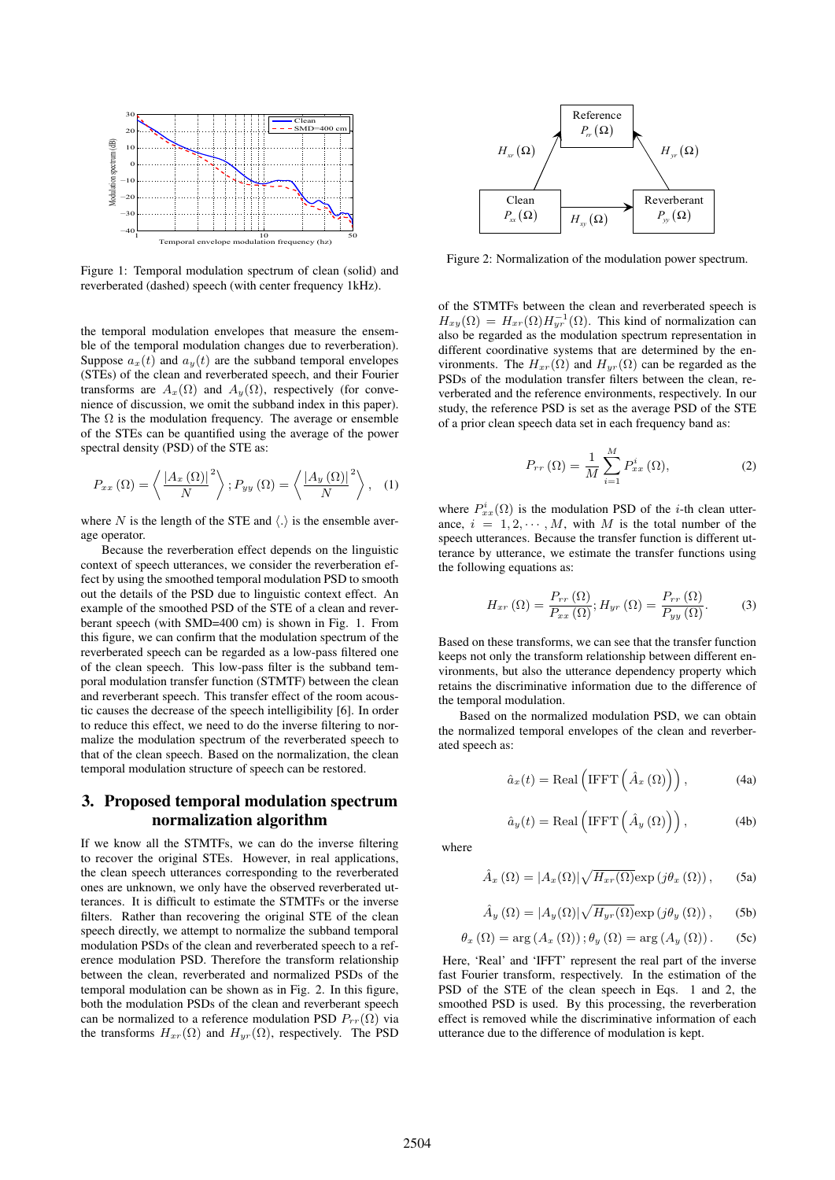Figure 1: Temporal modulation spectrum of clean (solid) and reverberated (dashed) speech (with center frequency 1kHz).

the temporal modulation envelopes that measure the ensemble of the temporal modulation changes due to reverberation). Suppose $a_x(t)$ and $a_y(t)$ are the subband temporal envelopes (STEs) of the clean and reverberated speech, and their Fourier transforms are $A_x(\Omega)$ and $A_y(\Omega)$, respectively (for convenience of discussion, we omit the subband index in this paper). The $\Omega$ is the modulation frequency. The average or ensemble of the STEs can be quantified using the average of the power spectral density (PSD) of the STE as:

$$P_{xx}(\Omega) = \left\langle \frac{|A_x(\Omega)|^2}{N} \right\rangle ; P_{yy}(\Omega) = \left\langle \frac{|A_y(\Omega)|^2}{N} \right\rangle , \quad (1)$$

where $N$ is the length of the STE and $\langle . \rangle$ is the ensemble average operator.

Because the reverberation effect depends on the linguistic context of speech utterances, we consider the reverberation effect by using the smoothed temporal modulation PSD to smooth out the details of the PSD due to linguistic context effect. An example of the smoothed PSD of the STE of a clean and reverberant speech (with SMD=400 cm) is shown in Fig. 1. From this figure, we can confirm that the modulation spectrum of the reverberated speech can be regarded as a low-pass filtered one of the clean speech. This low-pass filter is the subband temporal modulation transfer function (STMTF) between the clean and reverberant speech. This transfer effect of the room acoustic causes the decrease of the speech intelligibility [6]. In order to reduce this effect, we need to do the inverse filtering to normalize the modulation spectrum of the reverberated speech to that of the clean speech. Based on the normalization, the clean temporal modulation structure of speech can be restored.

## 3. Proposed temporal modulation spectrum normalization algorithm

If we know all the STMTFs, we can do the inverse filtering to recover the original STEs. However, in real applications, the clean speech utterances corresponding to the reverberated ones are unknown, we only have the observed reverberated utterances. It is difficult to estimate the STMTFs or the inverse filters. Rather than recovering the original STE of the clean speech directly, we attempt to normalize the subband temporal modulation PSDs of the clean and reverberated speech to a reference modulation PSD. Therefore the transform relationship between the clean, reverberated and normalized PSDs of the temporal modulation can be shown as in Fig. 2. In this figure, both the modulation PSDs of the clean and reverberant speech can be normalized to a reference modulation PSD $P_{rr}(\Omega)$ via the transforms $H_{xr}(\Omega)$ and $H_{yr}(\Omega)$, respectively. The PSD of the STMTFs between the clean and reverberated speech is $H_{xy}(\Omega) = H_{xr}(\Omega)H_{yr}^{-1}(\Omega)$. This kind of normalization can also be regarded as the modulation spectrum representation in different coordinative systems that are determined by the environments. The $H_{xr}(\Omega)$ and $H_{yr}(\Omega)$ can be regarded as the PSDs of the modulation transfer filters between the clean, reverberated and the reference environments, respectively. In our study, the reference PSD is set as the average PSD of the STE of a prior clean speech data set in each frequency band as:

Figure 2: Normalization of the modulation power spectrum.

$$P_{rr}(\Omega) = \frac{1}{M} \sum_{i=1}^{M} P_{xx}^{i}(\Omega), \quad (2)$$

where $P_{xx}^{i}(\Omega)$ is the modulation PSD of the $i$-th clean utterance, $i = 1, 2, \cdots, M$, with $M$ is the total number of the speech utterances. Because the transfer function is different utterance by utterance, we estimate the transfer functions using the following equations as:

$$H_{xr}(\Omega) = \frac{P_{rr}(\Omega)}{P_{xx}(\Omega)}; H_{yr}(\Omega) = \frac{P_{rr}(\Omega)}{P_{yy}(\Omega)}. \quad (3)$$

Based on these transforms, we can see that the transfer function keeps not only the transform relationship between different environments, but also the utterance dependency property which retains the discriminative information due to the difference of the temporal modulation.

Based on the normalized modulation PSD, we can obtain the normalized temporal envelopes of the clean and reverberated speech as:

$$\hat{a}_x(t) = \mathrm{Real}\left(\mathrm{IFFT}\left(\hat{A}_x(\Omega)\right)\right), \quad (4a)$$

$$\hat{a}_y(t) = \mathrm{Real}\left(\mathrm{IFFT}\left(\hat{A}_y(\Omega)\right)\right), \quad (4b)$$

where

$$\hat{A}_x(\Omega) = |A_x(\Omega)| \sqrt{H_{xr}(\Omega)} \exp(j\theta_x(\Omega)), \quad (5a)$$

$$\hat{A}_y(\Omega) = |A_y(\Omega)| \sqrt{H_{yr}(\Omega)} \exp(j\theta_y(\Omega)), \quad (5b)$$

$$\theta_x(\Omega) = \arg(A_x(\Omega)); \theta_y(\Omega) = \arg(A_y(\Omega)). \quad (5c)$$

Here, 'Real' and 'IFFT' represent the real part of the inverse fast Fourier transform, respectively. In the estimation of the PSD of the STE of the clean speech in Eqs. 1 and 2, the smoothed PSD is used. By this processing, the reverberation effect is removed while the discriminative information of each utterance due to the difference of modulation is kept.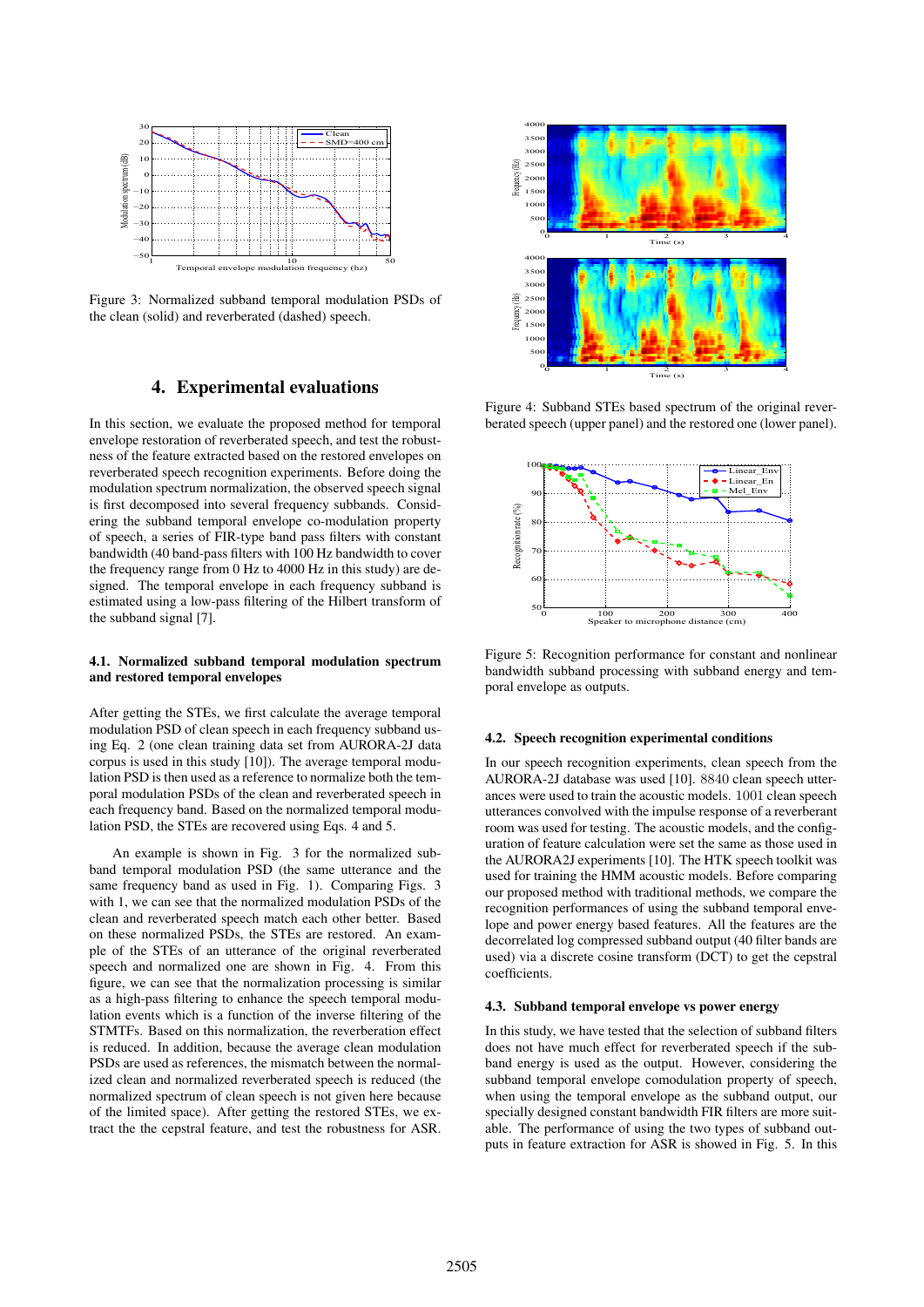Figure 3: Normalized subband temporal modulation PSDs of the clean (solid) and reverberated (dashed) speech.

# 4. Experimental evaluations

In this section, we evaluate the proposed method for temporal envelope restoration of reverberated speech, and test the robustness of the feature extracted based on the restored envelopes on reverberated speech recognition experiments. Before doing the modulation spectrum normalization, the observed speech signal is first decomposed into several frequency subbands. Considering the subband temporal envelope co-modulation property of speech, a series of FIR-type band pass filters with constant bandwidth (40 band-pass filters with 100 Hz bandwidth to cover the frequency range from 0 Hz to 4000 Hz in this study) are designed. The temporal envelope in each frequency subband is estimated using a low-pass filtering of the Hilbert transform of the subband signal [7].

## 4.1. Normalized subband temporal modulation spectrum and restored temporal envelopes

After getting the STEs, we first calculate the average temporal modulation PSD of clean speech in each frequency subband using Eq. 2 (one clean training data set from AURORA-2J data corpus is used in this study [10]). The average temporal modulation PSD is then used as a reference to normalize both the temporal modulation PSDs of the clean and reverberated speech in each frequency band. Based on the normalized temporal modulation PSD, the STEs are recovered using Eqs. 4 and 5.

An example is shown in Fig. 3 for the normalized subband temporal modulation PSD (the same utterance and the same frequency band as used in Fig. 1). Comparing Figs. 3 with 1, we can see that the normalized modulation PSDs of the clean and reverberated speech match each other better. Based on these normalized PSDs, the STEs are restored. An example of the STEs of an utterance of the original reverberated speech and normalized one are shown in Fig. 4. From this figure, we can see that the normalization processing is similar as a high-pass filtering to enhance the speech temporal modulation events which is a function of the inverse filtering of the STMTFs. Based on this normalization, the reverberation effect is reduced. In addition, because the average clean modulation PSDs are used as references, the mismatch between the normalized clean and normalized reverberated speech is reduced (the normalized spectrum of clean speech is not given here because of the limited space). After getting the restored STEs, we extract the the cepstral feature, and test the robustness for ASR.

Figure 4: Subband STEs based spectrum of the original reverberated speech (upper panel) and the restored one (lower panel).

Figure 5: Recognition performance for constant and nonlinear bandwidth subband processing with subband energy and temporal envelope as outputs.

## 4.2. Speech recognition experimental conditions

In our speech recognition experiments, clean speech from the AURORA-2J database was used [10]. 8840 clean speech utterances were used to train the acoustic models. 1001 clean speech utterances convolved with the impulse response of a reverberant room was used for testing. The acoustic models, and the configuration of feature calculation were set the same as those used in the AURORA2J experiments [10]. The HTK speech toolkit was used for training the HMM acoustic models. Before comparing our proposed method with traditional methods, we compare the recognition performances of using the subband temporal envelope and power energy based features. All the features are the decorrelated log compressed subband output (40 filter bands are used) via a discrete cosine transform (DCT) to get the cepstral coefficients.

## 4.3. Subband temporal envelope vs power energy

In this study, we have tested that the selection of subband filters does not have much effect for reverberated speech if the subband energy is used as the output. However, considering the subband temporal envelope comodulation property of speech, when using the temporal envelope as the subband output, our specially designed constant bandwidth FIR filters are more suitable. The performance of using the two types of subband outputs in feature extraction for ASR is showed in Fig. 5. In this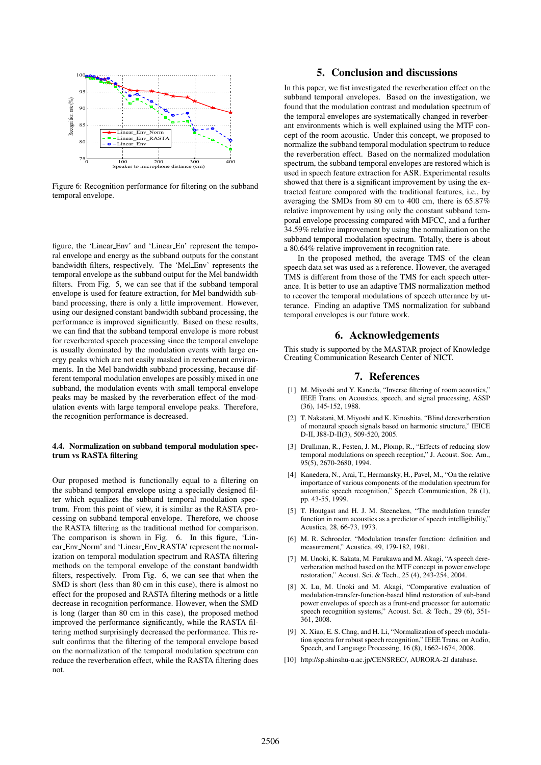100
95
90
85
80
75
Recognition rate (%)
0
100
200
300
400
Speaker to microphone distance (cm)
Linear_Env_Norm
Linear_Env_RASTA
Linear_Env

Figure 6: Recognition performance for filtering on the subband temporal envelope.

figure, the 'Linear_Env' and 'Linear_En' represent the temporal envelope and energy as the subband outputs for the constant bandwidth filters, respectively. The 'Mel_Env' represents the temporal envelope as the subband output for the Mel bandwidth filters. From Fig. 5, we can see that if the subband temporal envelope is used for feature extraction, for Mel bandwidth subband processing, there is only a little improvement. However, using our designed constant bandwidth subband processing, the performance is improved significantly. Based on these results, we can find that the subband temporal envelope is more robust for reverberated speech processing since the temporal envelope is usually dominated by the modulation events with large energy peaks which are not easily masked in reverberant environments. In the Mel bandwidth subband processing, because different temporal modulation envelopes are possibly mixed in one subband, the modulation events with small temporal envelope peaks may be masked by the reverberation effect of the modulation events with large temporal envelope peaks. Therefore, the recognition performance is decreased.

### 4.4. Normalization on subband temporal modulation spectrum vs RASTA filtering

Our proposed method is functionally equal to a filtering on the subband temporal envelope using a specially designed filter which equalizes the subband temporal modulation spectrum. From this point of view, it is similar as the RASTA processing on subband temporal envelope. Therefore, we choose the RASTA filtering as the traditional method for comparison. The comparison is shown in Fig. 6. In this figure, 'Linear_Env_Norm' and 'Linear_Env_RASTA' represent the normalization on temporal modulation spectrum and RASTA filtering methods on the temporal envelope of the constant bandwidth filters, respectively. From Fig. 6, we can see that when the SMD is short (less than 80 cm in this case), there is almost no effect for the proposed and RASTA filtering methods or a little decrease in recognition performance. However, when the SMD is long (larger than 80 cm in this case), the proposed method improved the performance significantly, while the RASTA filtering method surprisingly decreased the performance. This result confirms that the filtering of the temporal envelope based on the normalization of the temporal modulation spectrum can reduce the reverberation effect, while the RASTA filtering does not.

## 5. Conclusion and discussions

In this paper, we fist investigated the reverberation effect on the subband temporal envelopes. Based on the investigation, we found that the modulation contrast and modulation spectrum of the temporal envelopes are systematically changed in reverberant environments which is well explained using the MTF concept of the room acoustic. Under this concept, we proposed to normalize the subband temporal modulation spectrum to reduce the reverberation effect. Based on the normalized modulation spectrum, the subband temporal envelopes are restored which is used in speech feature extraction for ASR. Experimental results showed that there is a significant improvement by using the extracted feature compared with the traditional features, i.e., by averaging the SMDs from 80 cm to 400 cm, there is 65.87% relative improvement by using only the constant subband temporal envelope processing compared with MFCC, and a further 34.59% relative improvement by using the normalization on the subband temporal modulation spectrum. Totally, there is about a 80.64% relative improvement in recognition rate.

In the proposed method, the average TMS of the clean speech data set was used as a reference. However, the averaged TMS is different from those of the TMS for each speech utterance. It is better to use an adaptive TMS normalization method to recover the temporal modulations of speech utterance by utterance. Finding an adaptive TMS normalization for subband temporal envelopes is our future work.

## 6. Acknowledgements

This study is supported by the MASTAR project of Knowledge Creating Communication Research Center of NICT.

## 7. References

[1] M. Miyoshi and Y. Kaneda, "Inverse filtering of room acoustics," IEEE Trans. on Acoustics, speech, and signal processing, ASSP (36), 145-152, 1988.

[2] T. Nakatani, M. Miyoshi and K. Kinoshita, "Blind dereverberation of monaural speech signals based on harmonic structure," IEICE D-II, J88-D-II(3), 509-520, 2005.

[3] Drullman, R., Festen, J. M., Plomp, R., "Effects of reducing slow temporal modulations on speech reception," J. Acoust. Soc. Am., 95(5), 2670-2680, 1994.

[4] Kanedera, N., Arai, T., Hermansky, H., Pavel, M., "On the relative importance of various components of the modulation spectrum for automatic speech recognition," Speech Communication, 28 (1), pp. 43-55, 1999.

[5] T. Houtgast and H. J. M. Steeneken, "The modulation transfer function in room acoustics as a predictor of speech intelligibility," Acustica, 28, 66-73, 1973.

[6] M. R. Schroeder, "Modulation transfer function: definition and measurement," Acustica, 49, 179-182, 1981.

[7] M. Unoki, K. Sakata, M. Furukawa and M. Akagi, "A speech dereverberation method based on the MTF concept in power envelope restoration," Acoust. Sci. & Tech., 25 (4), 243-254, 2004.

[8] X. Lu, M. Unoki and M. Akagi, "Comparative evaluation of modulation-transfer-function-based blind restoration of sub-band power envelopes of speech as a front-end processor for automatic speech recognition systems," Acoust. Sci. & Tech., 29 (6), 351-361, 2008.

[9] X. Xiao, E. S. Chng, and H. Li, "Normalization of speech modulation spectra for robust speech recognition," IEEE Trans. on Audio, Speech, and Language Processing, 16 (8), 1662-1674, 2008.

[10] http://sp.shinshu-u.ac.jp/CENSREC/, AURORA-2J database.